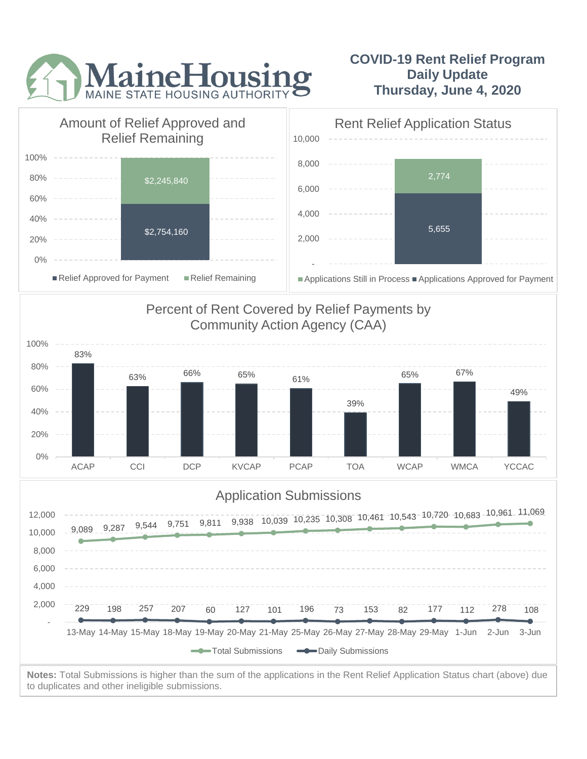MaineHousing
MAINE STATE HOUSING AUTHORITY

# COVID-19 Rent Relief Program Daily Update Thursday, June 4, 2020

## Amount of Relief Approved and Relief Remaining

| | Amount |
|---|---|
| Relief Approved for Payment | $2,754,160 |
| Relief Remaining | $2,245,840 |

## Rent Relief Application Status

| | Count |
|---|---|
| Applications Approved for Payment | 5,655 |
| Applications Still in Process | 2,774 |

## Percent of Rent Covered by Relief Payments by Community Action Agency (CAA)

| CAA | Percent |
|---|---|
| ACAP | 83% |
| CCI | 63% |
| DCP | 66% |
| KVCAP | 65% |
| PCAP | 61% |
| TOA | 39% |
| WCAP | 65% |
| WMCA | 67% |
| YCCAC | 49% |

## Application Submissions

| Date | Total Submissions | Daily Submissions |
|---|---|---|
| 13-May | 9,089 | 229 |
| 14-May | 9,287 | 198 |
| 15-May | 9,544 | 257 |
| 18-May | 9,751 | 207 |
| 19-May | 9,811 | 60 |
| 20-May | 9,938 | 127 |
| 21-May | 10,039 | 101 |
| 25-May | 10,235 | 196 |
| 26-May | 10,308 | 73 |
| 27-May | 10,461 | 153 |
| 28-May | 10,543 | 82 |
| 29-May | 10,720 | 177 |
| 1-Jun | 10,683 | 112 |
| 2-Jun | 10,961 | 278 |
| 3-Jun | 11,069 | 108 |

**Notes:** Total Submissions is higher than the sum of the applications in the Rent Relief Application Status chart (above) due to duplicates and other ineligible submissions.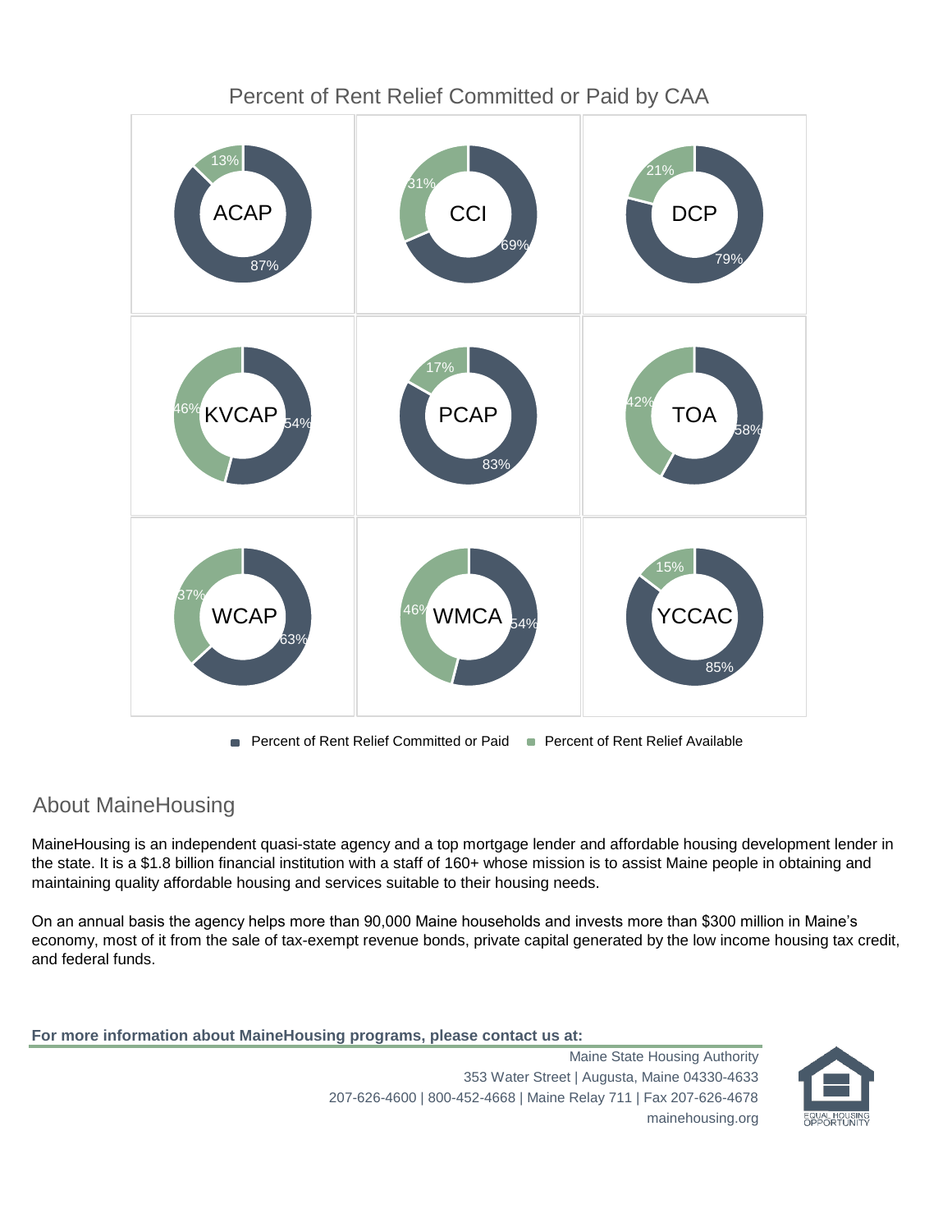## Percent of Rent Relief Committed or Paid by CAA

ACAP
13%
87%

CCI
31%
69%

DCP
21%
79%

KVCAP
46%
54%

PCAP
17%
83%

TOA
42%
58%

WCAP
37%
63%

WMCA
46%
54%

YCCAC
15%
85%

Percent of Rent Relief Committed or Paid
Percent of Rent Relief Available

## About MaineHousing

MaineHousing is an independent quasi-state agency and a top mortgage lender and affordable housing development lender in the state. It is a $1.8 billion financial institution with a staff of 160+ whose mission is to assist Maine people in obtaining and maintaining quality affordable housing and services suitable to their housing needs.

On an annual basis the agency helps more than 90,000 Maine households and invests more than $300 million in Maine's economy, most of it from the sale of tax-exempt revenue bonds, private capital generated by the low income housing tax credit, and federal funds.

**For more information about MaineHousing programs, please contact us at:**

Maine State Housing Authority
353 Water Street | Augusta, Maine 04330-4633
207-626-4600 | 800-452-4668 | Maine Relay 711 | Fax 207-626-4678
mainehousing.org

EQUAL HOUSING OPPORTUNITY